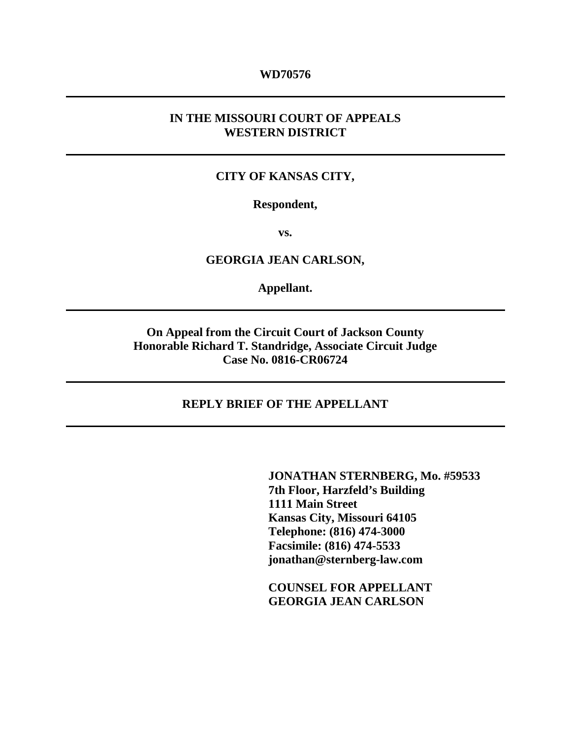**WD70576**

---

**IN THE MISSOURI COURT OF APPEALS**
**WESTERN DISTRICT**

---

**CITY OF KANSAS CITY,**

**Respondent,**

**vs.**

**GEORGIA JEAN CARLSON,**

**Appellant.**

---

**On Appeal from the Circuit Court of Jackson County**
**Honorable Richard T. Standridge, Associate Circuit Judge**
**Case No. 0816-CR06724**

---

**REPLY BRIEF OF THE APPELLANT**

---

**JONATHAN STERNBERG, Mo. #59533**
**7th Floor, Harzfeld's Building**
**1111 Main Street**
**Kansas City, Missouri 64105**
**Telephone: (816) 474-3000**
**Facsimile: (816) 474-5533**
**jonathan@sternberg-law.com**

**COUNSEL FOR APPELLANT**
**GEORGIA JEAN CARLSON**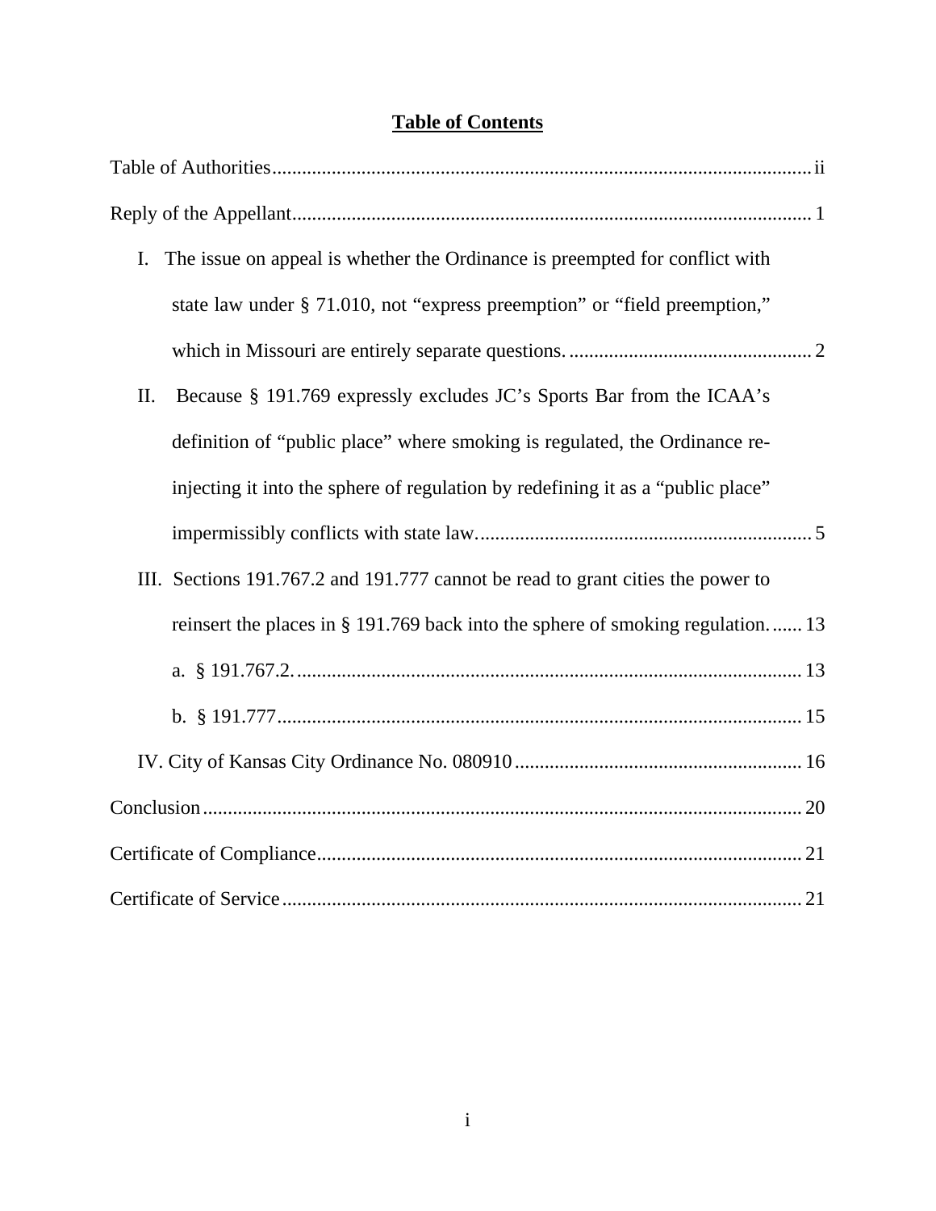# Table of Contents

Table of Authorities ........................................................................................................ ii

Reply of the Appellant ....................................................................................................... 1

I. The issue on appeal is whether the Ordinance is preempted for conflict with state law under § 71.010, not "express preemption" or "field preemption," which in Missouri are entirely separate questions. ................................................ 2

II. Because § 191.769 expressly excludes JC's Sports Bar from the ICAA's definition of "public place" where smoking is regulated, the Ordinance re-injecting it into the sphere of regulation by redefining it as a "public place" impermissibly conflicts with state law. .................................................................. 5

III. Sections 191.767.2 and 191.777 cannot be read to grant cities the power to reinsert the places in § 191.769 back into the sphere of smoking regulation. ...... 13

a. § 191.767.2. .................................................................................................. 13

b. § 191.777 ...................................................................................................... 15

IV. City of Kansas City Ordinance No. 080910 ......................................................... 16

Conclusion ...................................................................................................................... 20

Certificate of Compliance ................................................................................................ 21

Certificate of Service ....................................................................................................... 21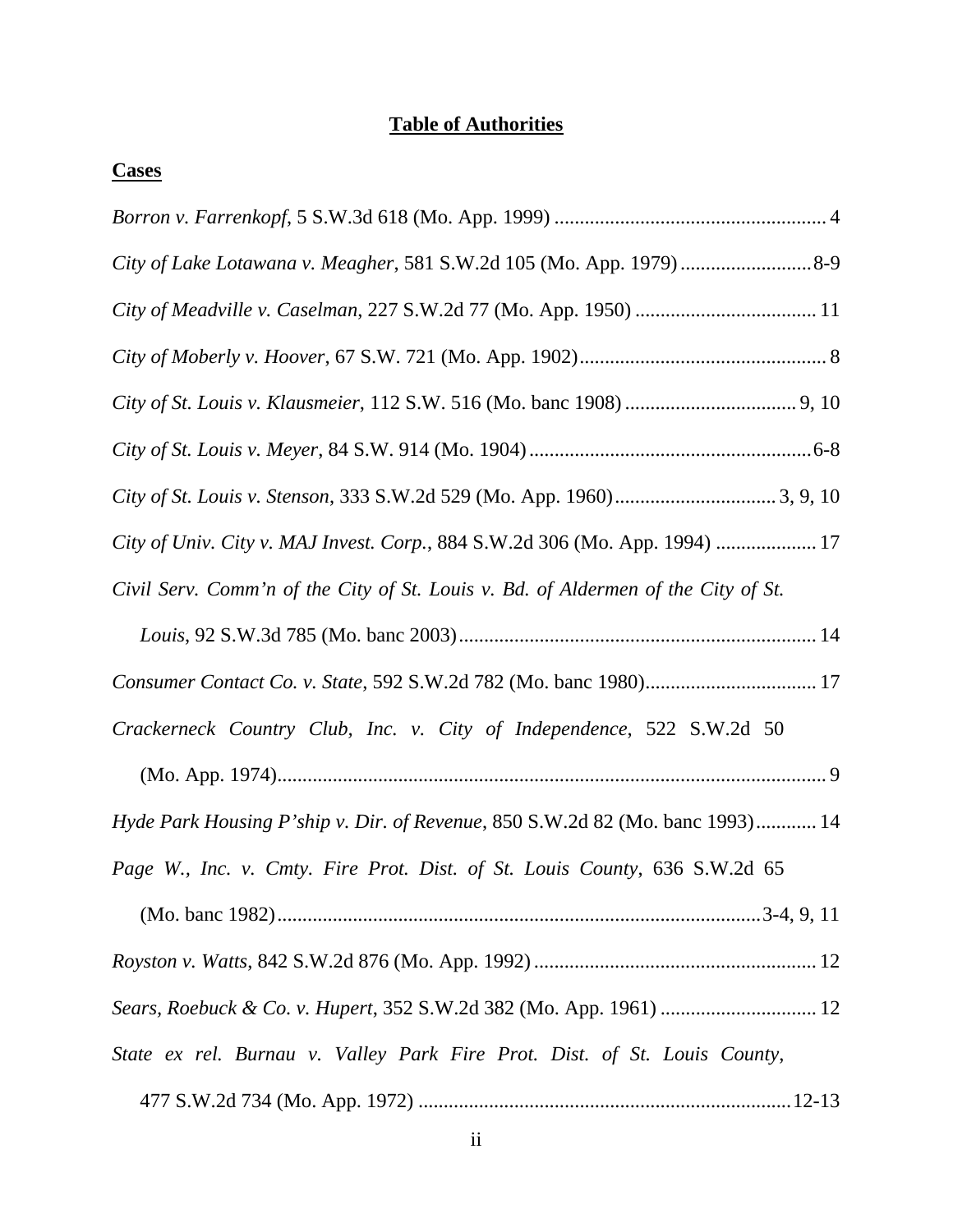# Table of Authorities

## Cases

*Borron v. Farrenkopf*, 5 S.W.3d 618 (Mo. App. 1999) ...................................................... 4

*City of Lake Lotawana v. Meagher*, 581 S.W.2d 105 (Mo. App. 1979) .......................... 8-9

*City of Meadville v. Caselman*, 227 S.W.2d 77 (Mo. App. 1950) .................................... 11

*City of Moberly v. Hoover*, 67 S.W. 721 (Mo. App. 1902).................................................. 8

*City of St. Louis v. Klausmeier*, 112 S.W. 516 (Mo. banc 1908) .................................. 9, 10

*City of St. Louis v. Meyer*, 84 S.W. 914 (Mo. 1904) ........................................................ 6-8

*City of St. Louis v. Stenson*, 333 S.W.2d 529 (Mo. App. 1960) ................................ 3, 9, 10

*City of Univ. City v. MAJ Invest. Corp.*, 884 S.W.2d 306 (Mo. App. 1994) .................... 17

*Civil Serv. Comm'n of the City of St. Louis v. Bd. of Aldermen of the City of St. Louis*, 92 S.W.3d 785 (Mo. banc 2003) ....................................................................... 14

*Consumer Contact Co. v. State*, 592 S.W.2d 782 (Mo. banc 1980).................................. 17

*Crackerneck Country Club, Inc. v. City of Independence*, 522 S.W.2d 50 (Mo. App. 1974).............................................................................................................. 9

*Hyde Park Housing P'ship v. Dir. of Revenue*, 850 S.W.2d 82 (Mo. banc 1993)............ 14

*Page W., Inc. v. Cmty. Fire Prot. Dist. of St. Louis County*, 636 S.W.2d 65 (Mo. banc 1982)................................................................................................3-4, 9, 11

*Royston v. Watts*, 842 S.W.2d 876 (Mo. App. 1992) ........................................................ 12

*Sears, Roebuck & Co. v. Hupert*, 352 S.W.2d 382 (Mo. App. 1961) ............................... 12

*State ex rel. Burnau v. Valley Park Fire Prot. Dist. of St. Louis County*, 477 S.W.2d 734 (Mo. App. 1972) ..........................................................................12-13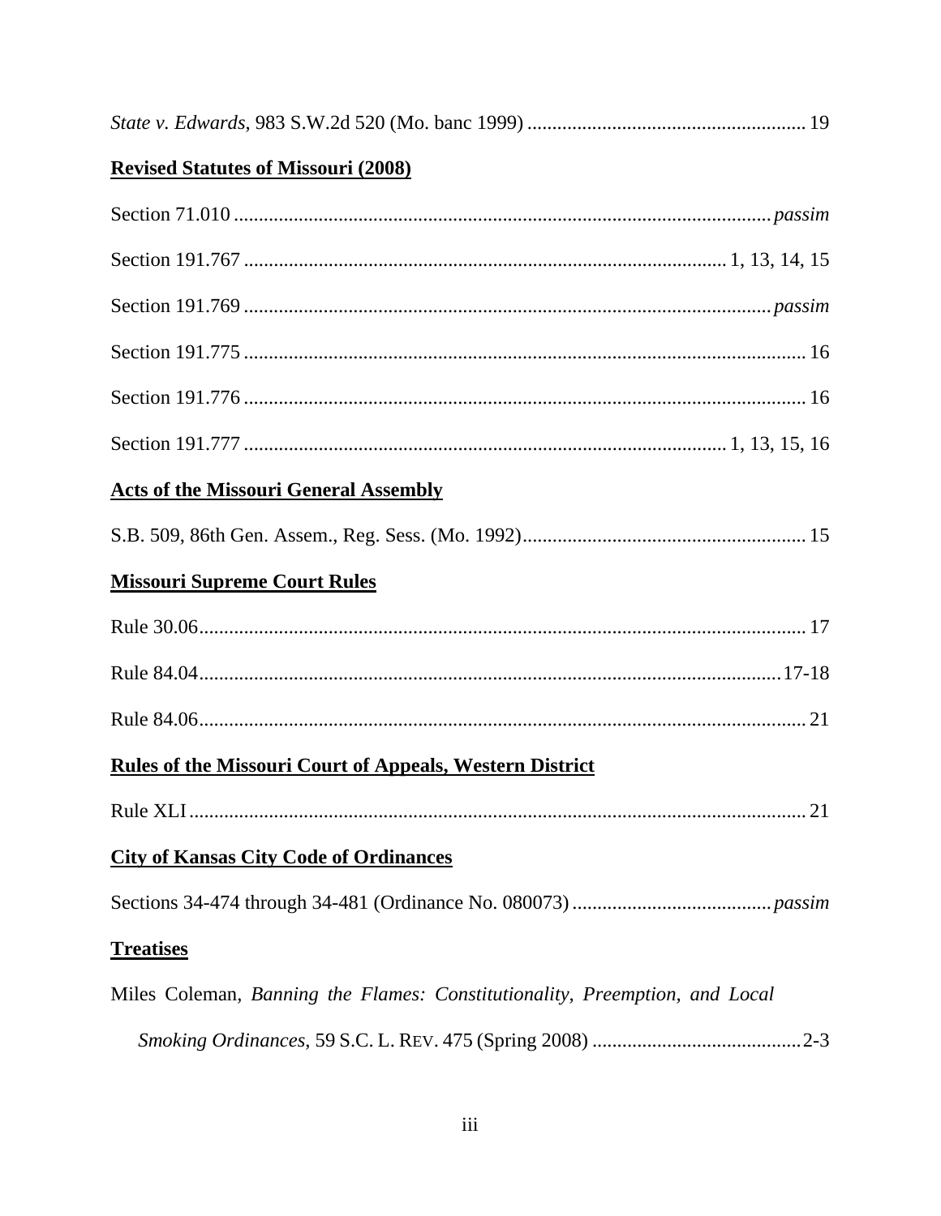*State v. Edwards*, 983 S.W.2d 520 (Mo. banc 1999) ........................................................ 19

**Revised Statutes of Missouri (2008)**

Section 71.010 ........................................................................................................... *passim*

Section 191.767 ................................................................................................ 1, 13, 14, 15

Section 191.769 ......................................................................................................... *passim*

Section 191.775 ................................................................................................................ 16

Section 191.776 ................................................................................................................ 16

Section 191.777 ................................................................................................ 1, 13, 15, 16

**Acts of the Missouri General Assembly**

S.B. 509, 86th Gen. Assem., Reg. Sess. (Mo. 1992)......................................................... 15

**Missouri Supreme Court Rules**

Rule 30.06.......................................................................................................................... 17

Rule 84.04.....................................................................................................................17-18

Rule 84.06.......................................................................................................................... 21

**Rules of the Missouri Court of Appeals, Western District**

Rule XLI ............................................................................................................................ 21

**City of Kansas City Code of Ordinances**

Sections 34-474 through 34-481 (Ordinance No. 080073) ........................................ *passim*

**Treatises**

Miles Coleman, *Banning the Flames: Constitutionality, Preemption, and Local Smoking Ordinances*, 59 S.C. L. REV. 475 (Spring 2008) ..........................................2-3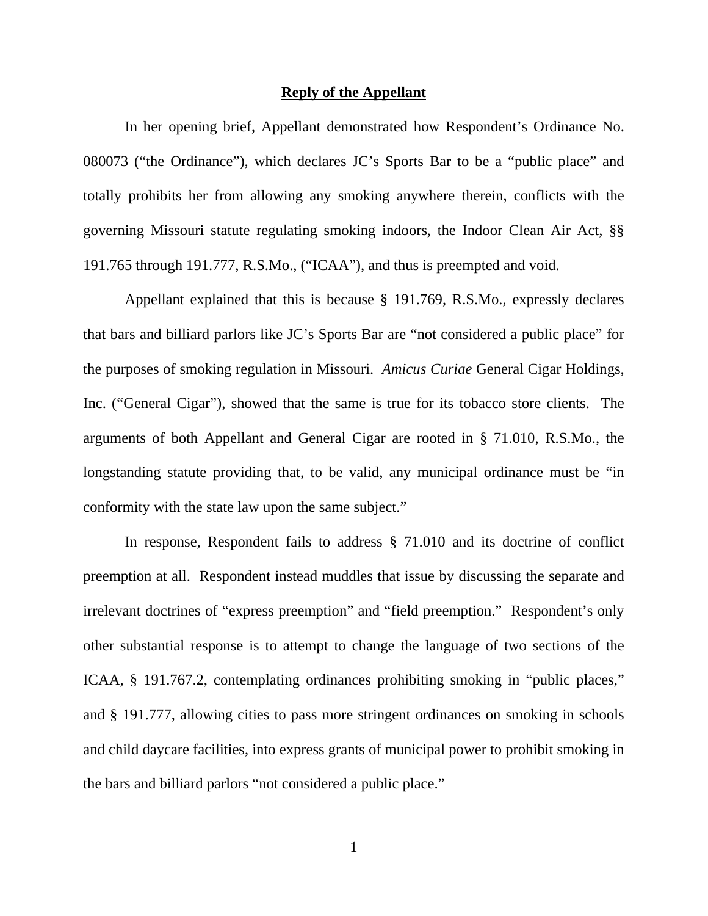## **Reply of the Appellant**

In her opening brief, Appellant demonstrated how Respondent's Ordinance No. 080073 ("the Ordinance"), which declares JC's Sports Bar to be a "public place" and totally prohibits her from allowing any smoking anywhere therein, conflicts with the governing Missouri statute regulating smoking indoors, the Indoor Clean Air Act, §§ 191.765 through 191.777, R.S.Mo., ("ICAA"), and thus is preempted and void.

Appellant explained that this is because § 191.769, R.S.Mo., expressly declares that bars and billiard parlors like JC's Sports Bar are "not considered a public place" for the purposes of smoking regulation in Missouri. *Amicus Curiae* General Cigar Holdings, Inc. ("General Cigar"), showed that the same is true for its tobacco store clients. The arguments of both Appellant and General Cigar are rooted in § 71.010, R.S.Mo., the longstanding statute providing that, to be valid, any municipal ordinance must be "in conformity with the state law upon the same subject."

In response, Respondent fails to address § 71.010 and its doctrine of conflict preemption at all. Respondent instead muddles that issue by discussing the separate and irrelevant doctrines of "express preemption" and "field preemption." Respondent's only other substantial response is to attempt to change the language of two sections of the ICAA, § 191.767.2, contemplating ordinances prohibiting smoking in "public places," and § 191.777, allowing cities to pass more stringent ordinances on smoking in schools and child daycare facilities, into express grants of municipal power to prohibit smoking in the bars and billiard parlors "not considered a public place."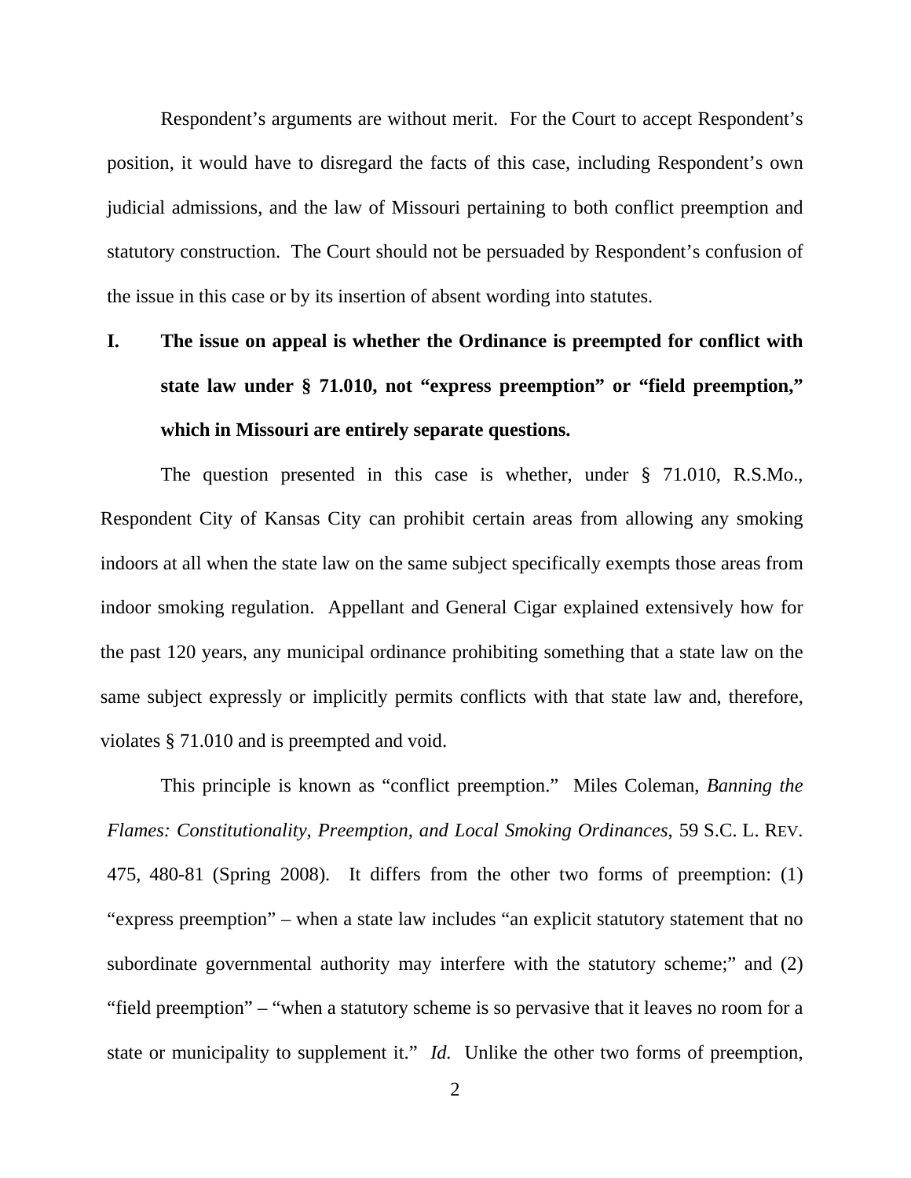Respondent's arguments are without merit. For the Court to accept Respondent's position, it would have to disregard the facts of this case, including Respondent's own judicial admissions, and the law of Missouri pertaining to both conflict preemption and statutory construction. The Court should not be persuaded by Respondent's confusion of the issue in this case or by its insertion of absent wording into statutes.

## I. The issue on appeal is whether the Ordinance is preempted for conflict with state law under § 71.010, not "express preemption" or "field preemption," which in Missouri are entirely separate questions.

The question presented in this case is whether, under § 71.010, R.S.Mo., Respondent City of Kansas City can prohibit certain areas from allowing any smoking indoors at all when the state law on the same subject specifically exempts those areas from indoor smoking regulation. Appellant and General Cigar explained extensively how for the past 120 years, any municipal ordinance prohibiting something that a state law on the same subject expressly or implicitly permits conflicts with that state law and, therefore, violates § 71.010 and is preempted and void.

This principle is known as "conflict preemption." Miles Coleman, *Banning the Flames: Constitutionality, Preemption, and Local Smoking Ordinances*, 59 S.C. L. REV. 475, 480-81 (Spring 2008). It differs from the other two forms of preemption: (1) "express preemption" – when a state law includes "an explicit statutory statement that no subordinate governmental authority may interfere with the statutory scheme;" and (2) "field preemption" – "when a statutory scheme is so pervasive that it leaves no room for a state or municipality to supplement it." *Id.* Unlike the other two forms of preemption,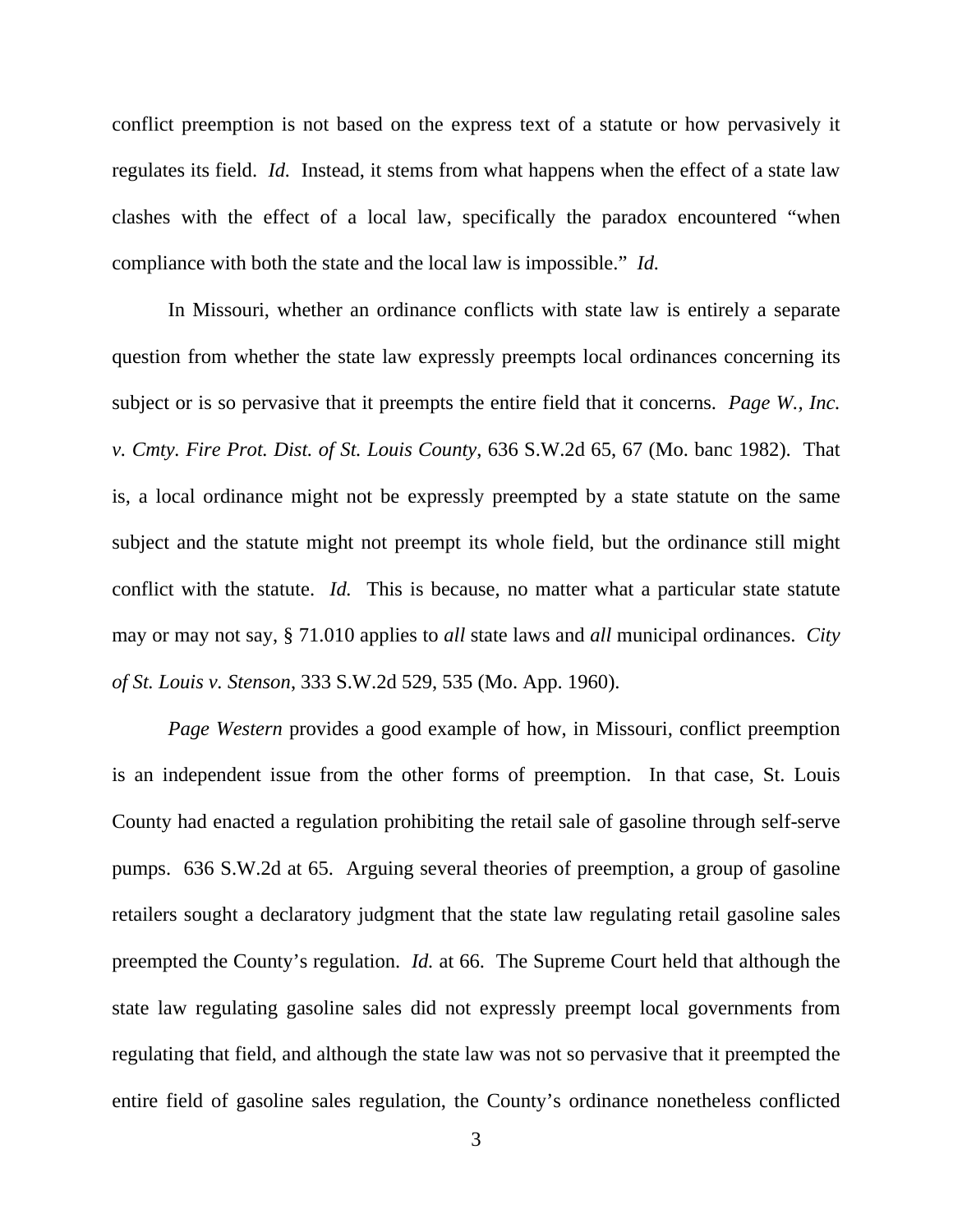conflict preemption is not based on the express text of a statute or how pervasively it regulates its field. *Id.* Instead, it stems from what happens when the effect of a state law clashes with the effect of a local law, specifically the paradox encountered "when compliance with both the state and the local law is impossible." *Id.*

In Missouri, whether an ordinance conflicts with state law is entirely a separate question from whether the state law expressly preempts local ordinances concerning its subject or is so pervasive that it preempts the entire field that it concerns. *Page W., Inc. v. Cmty. Fire Prot. Dist. of St. Louis County*, 636 S.W.2d 65, 67 (Mo. banc 1982). That is, a local ordinance might not be expressly preempted by a state statute on the same subject and the statute might not preempt its whole field, but the ordinance still might conflict with the statute. *Id.* This is because, no matter what a particular state statute may or may not say, § 71.010 applies to *all* state laws and *all* municipal ordinances. *City of St. Louis v. Stenson*, 333 S.W.2d 529, 535 (Mo. App. 1960).

*Page Western* provides a good example of how, in Missouri, conflict preemption is an independent issue from the other forms of preemption. In that case, St. Louis County had enacted a regulation prohibiting the retail sale of gasoline through self-serve pumps. 636 S.W.2d at 65. Arguing several theories of preemption, a group of gasoline retailers sought a declaratory judgment that the state law regulating retail gasoline sales preempted the County's regulation. *Id.* at 66. The Supreme Court held that although the state law regulating gasoline sales did not expressly preempt local governments from regulating that field, and although the state law was not so pervasive that it preempted the entire field of gasoline sales regulation, the County's ordinance nonetheless conflicted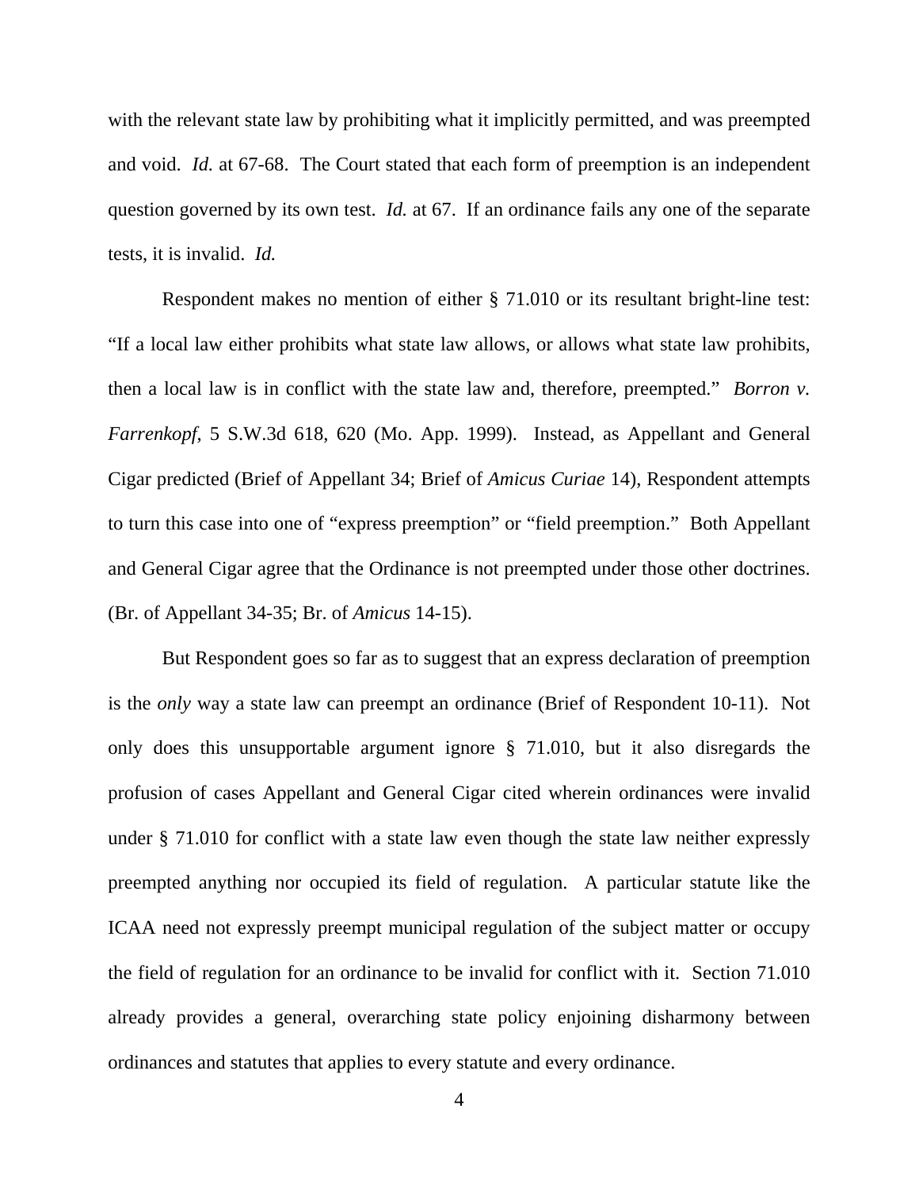with the relevant state law by prohibiting what it implicitly permitted, and was preempted and void. *Id.* at 67-68. The Court stated that each form of preemption is an independent question governed by its own test. *Id.* at 67. If an ordinance fails any one of the separate tests, it is invalid. *Id.*

Respondent makes no mention of either § 71.010 or its resultant bright-line test: "If a local law either prohibits what state law allows, or allows what state law prohibits, then a local law is in conflict with the state law and, therefore, preempted." *Borron v. Farrenkopf*, 5 S.W.3d 618, 620 (Mo. App. 1999). Instead, as Appellant and General Cigar predicted (Brief of Appellant 34; Brief of *Amicus Curiae* 14), Respondent attempts to turn this case into one of "express preemption" or "field preemption." Both Appellant and General Cigar agree that the Ordinance is not preempted under those other doctrines. (Br. of Appellant 34-35; Br. of *Amicus* 14-15).

But Respondent goes so far as to suggest that an express declaration of preemption is the *only* way a state law can preempt an ordinance (Brief of Respondent 10-11). Not only does this unsupportable argument ignore § 71.010, but it also disregards the profusion of cases Appellant and General Cigar cited wherein ordinances were invalid under § 71.010 for conflict with a state law even though the state law neither expressly preempted anything nor occupied its field of regulation. A particular statute like the ICAA need not expressly preempt municipal regulation of the subject matter or occupy the field of regulation for an ordinance to be invalid for conflict with it. Section 71.010 already provides a general, overarching state policy enjoining disharmony between ordinances and statutes that applies to every statute and every ordinance.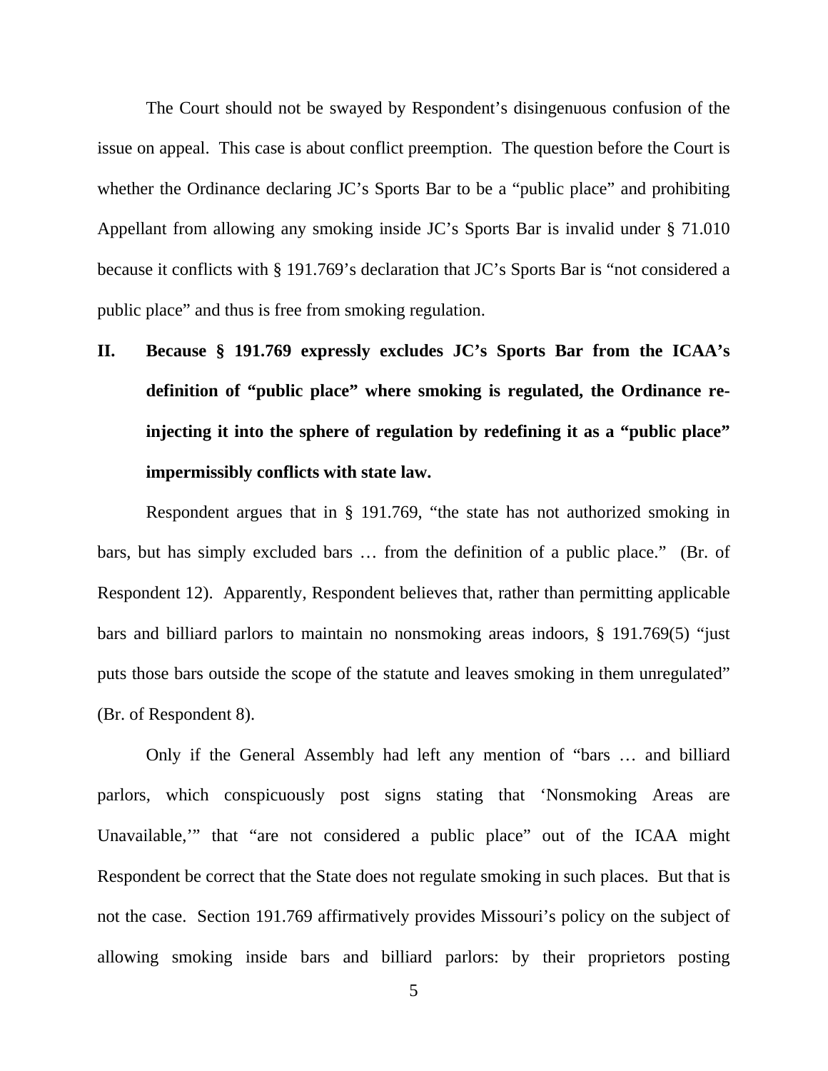The Court should not be swayed by Respondent's disingenuous confusion of the issue on appeal. This case is about conflict preemption. The question before the Court is whether the Ordinance declaring JC's Sports Bar to be a "public place" and prohibiting Appellant from allowing any smoking inside JC's Sports Bar is invalid under § 71.010 because it conflicts with § 191.769's declaration that JC's Sports Bar is "not considered a public place" and thus is free from smoking regulation.

## II. Because § 191.769 expressly excludes JC's Sports Bar from the ICAA's definition of "public place" where smoking is regulated, the Ordinance re-injecting it into the sphere of regulation by redefining it as a "public place" impermissibly conflicts with state law.

Respondent argues that in § 191.769, "the state has not authorized smoking in bars, but has simply excluded bars … from the definition of a public place." (Br. of Respondent 12). Apparently, Respondent believes that, rather than permitting applicable bars and billiard parlors to maintain no nonsmoking areas indoors, § 191.769(5) "just puts those bars outside the scope of the statute and leaves smoking in them unregulated" (Br. of Respondent 8).

Only if the General Assembly had left any mention of "bars … and billiard parlors, which conspicuously post signs stating that 'Nonsmoking Areas are Unavailable,'" that "are not considered a public place" out of the ICAA might Respondent be correct that the State does not regulate smoking in such places. But that is not the case. Section 191.769 affirmatively provides Missouri's policy on the subject of allowing smoking inside bars and billiard parlors: by their proprietors posting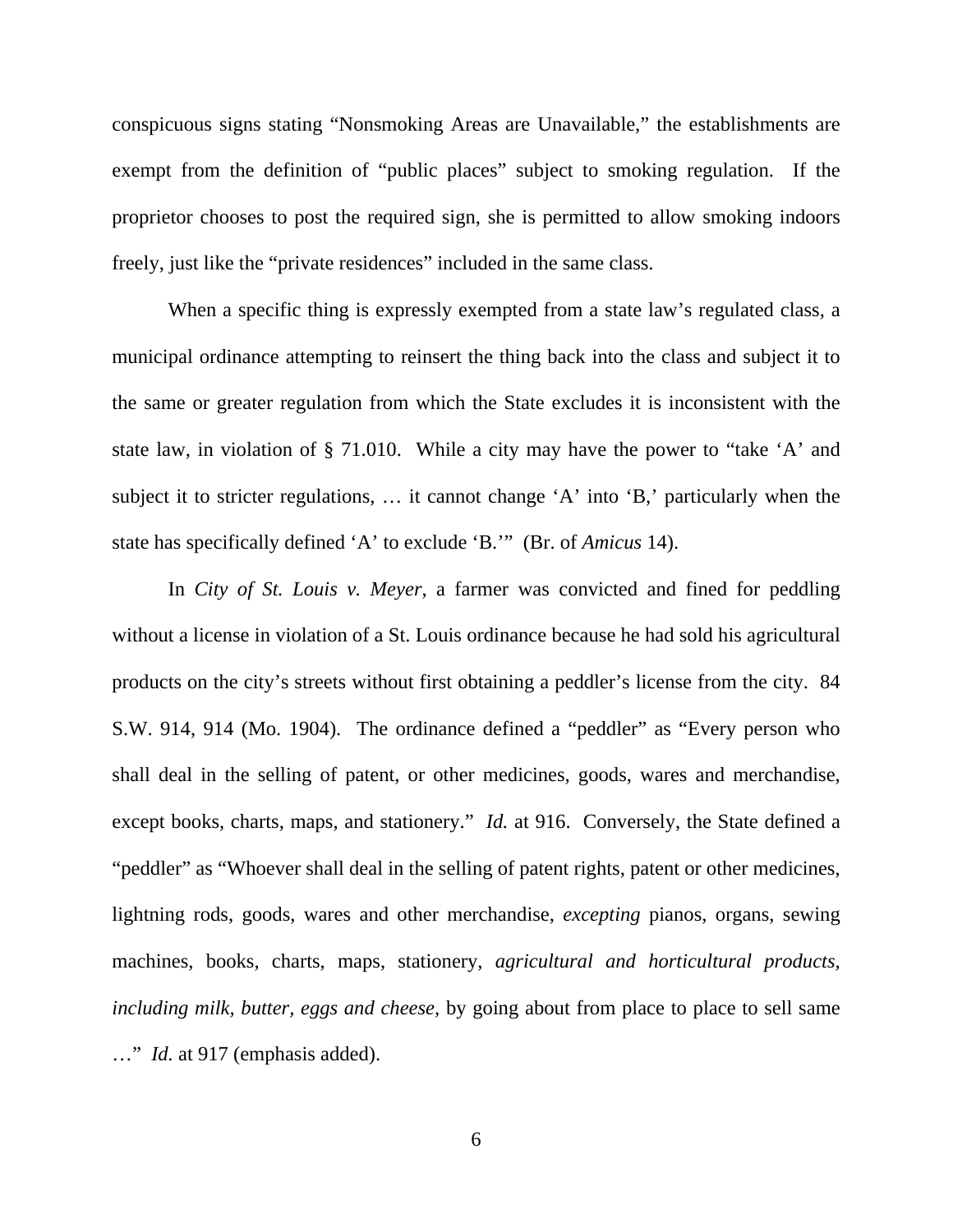conspicuous signs stating "Nonsmoking Areas are Unavailable," the establishments are exempt from the definition of "public places" subject to smoking regulation. If the proprietor chooses to post the required sign, she is permitted to allow smoking indoors freely, just like the "private residences" included in the same class.

When a specific thing is expressly exempted from a state law's regulated class, a municipal ordinance attempting to reinsert the thing back into the class and subject it to the same or greater regulation from which the State excludes it is inconsistent with the state law, in violation of § 71.010. While a city may have the power to "take 'A' and subject it to stricter regulations, … it cannot change 'A' into 'B,' particularly when the state has specifically defined 'A' to exclude 'B.'" (Br. of *Amicus* 14).

In *City of St. Louis v. Meyer*, a farmer was convicted and fined for peddling without a license in violation of a St. Louis ordinance because he had sold his agricultural products on the city's streets without first obtaining a peddler's license from the city. 84 S.W. 914, 914 (Mo. 1904). The ordinance defined a "peddler" as "Every person who shall deal in the selling of patent, or other medicines, goods, wares and merchandise, except books, charts, maps, and stationery." *Id.* at 916. Conversely, the State defined a "peddler" as "Whoever shall deal in the selling of patent rights, patent or other medicines, lightning rods, goods, wares and other merchandise, *excepting* pianos, organs, sewing machines, books, charts, maps, stationery, *agricultural and horticultural products, including milk, butter, eggs and cheese*, by going about from place to place to sell same …" *Id.* at 917 (emphasis added).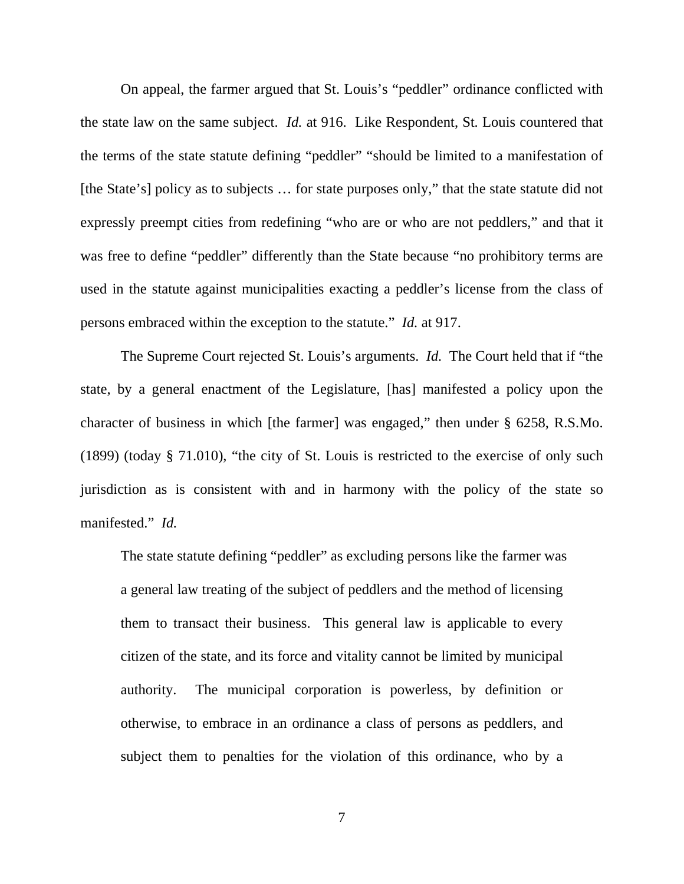On appeal, the farmer argued that St. Louis's "peddler" ordinance conflicted with the state law on the same subject. *Id.* at 916. Like Respondent, St. Louis countered that the terms of the state statute defining "peddler" "should be limited to a manifestation of [the State's] policy as to subjects … for state purposes only," that the state statute did not expressly preempt cities from redefining "who are or who are not peddlers," and that it was free to define "peddler" differently than the State because "no prohibitory terms are used in the statute against municipalities exacting a peddler's license from the class of persons embraced within the exception to the statute." *Id.* at 917.

The Supreme Court rejected St. Louis's arguments. *Id.* The Court held that if "the state, by a general enactment of the Legislature, [has] manifested a policy upon the character of business in which [the farmer] was engaged," then under § 6258, R.S.Mo. (1899) (today § 71.010), "the city of St. Louis is restricted to the exercise of only such jurisdiction as is consistent with and in harmony with the policy of the state so manifested." *Id.*

> The state statute defining "peddler" as excluding persons like the farmer was a general law treating of the subject of peddlers and the method of licensing them to transact their business. This general law is applicable to every citizen of the state, and its force and vitality cannot be limited by municipal authority. The municipal corporation is powerless, by definition or otherwise, to embrace in an ordinance a class of persons as peddlers, and subject them to penalties for the violation of this ordinance, who by a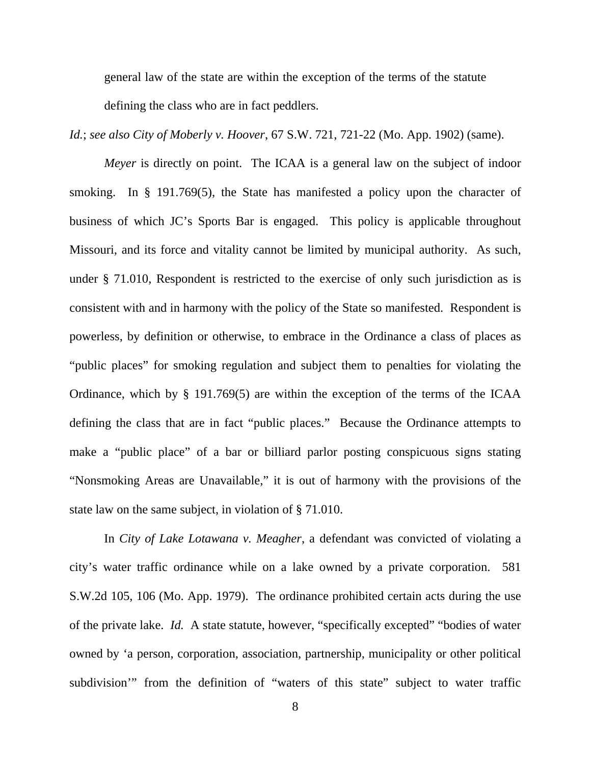> general law of the state are within the exception of the terms of the statute defining the class who are in fact peddlers.

*Id.*; *see also City of Moberly v. Hoover*, 67 S.W. 721, 721-22 (Mo. App. 1902) (same).

*Meyer* is directly on point. The ICAA is a general law on the subject of indoor smoking. In § 191.769(5), the State has manifested a policy upon the character of business of which JC's Sports Bar is engaged. This policy is applicable throughout Missouri, and its force and vitality cannot be limited by municipal authority. As such, under § 71.010, Respondent is restricted to the exercise of only such jurisdiction as is consistent with and in harmony with the policy of the State so manifested. Respondent is powerless, by definition or otherwise, to embrace in the Ordinance a class of places as "public places" for smoking regulation and subject them to penalties for violating the Ordinance, which by § 191.769(5) are within the exception of the terms of the ICAA defining the class that are in fact "public places." Because the Ordinance attempts to make a "public place" of a bar or billiard parlor posting conspicuous signs stating "Nonsmoking Areas are Unavailable," it is out of harmony with the provisions of the state law on the same subject, in violation of § 71.010.

In *City of Lake Lotawana v. Meagher*, a defendant was convicted of violating a city's water traffic ordinance while on a lake owned by a private corporation. 581 S.W.2d 105, 106 (Mo. App. 1979). The ordinance prohibited certain acts during the use of the private lake. *Id.* A state statute, however, "specifically excepted" "bodies of water owned by 'a person, corporation, association, partnership, municipality or other political subdivision'" from the definition of "waters of this state" subject to water traffic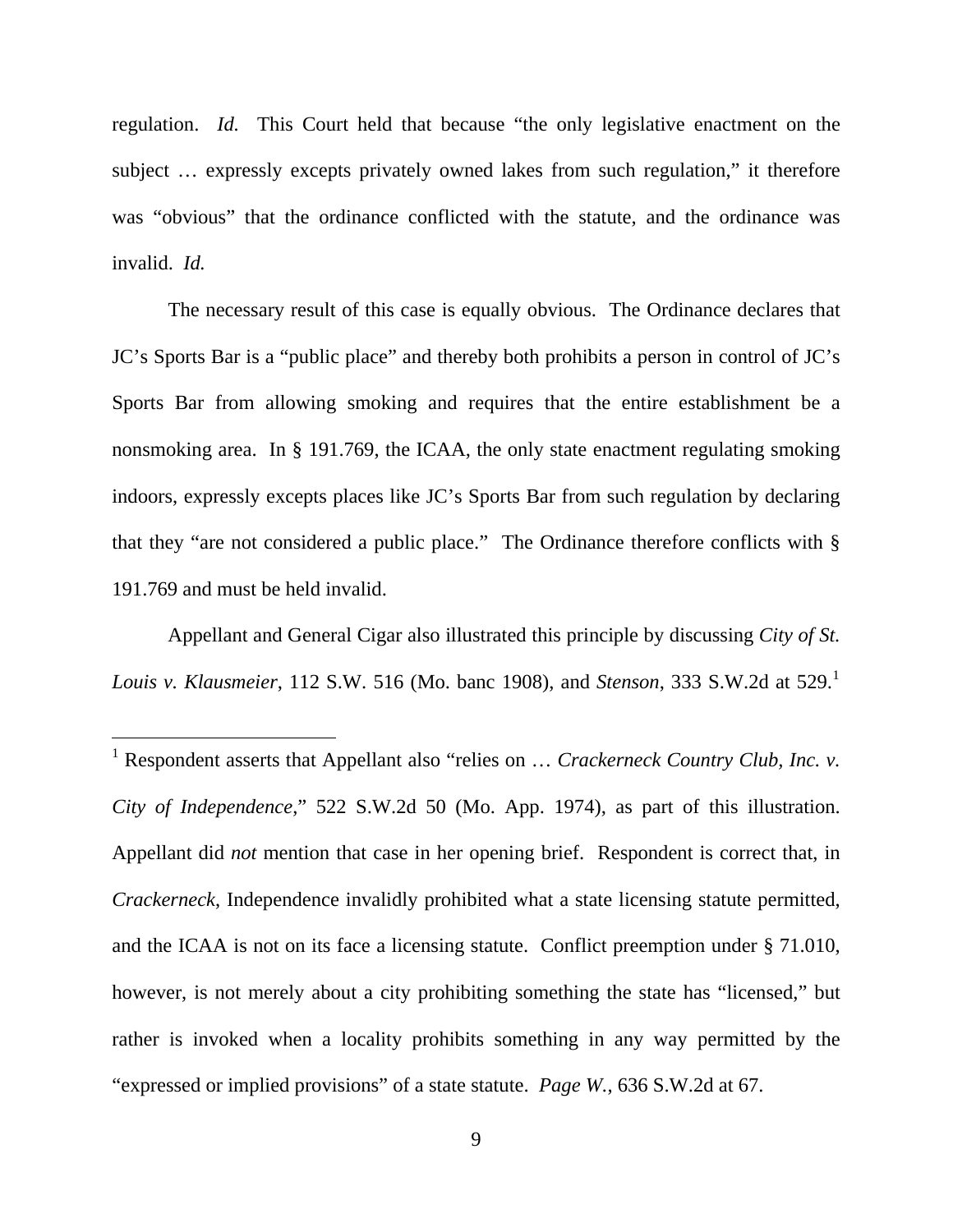regulation. *Id.* This Court held that because "the only legislative enactment on the subject … expressly excepts privately owned lakes from such regulation," it therefore was "obvious" that the ordinance conflicted with the statute, and the ordinance was invalid. *Id.*

The necessary result of this case is equally obvious. The Ordinance declares that JC's Sports Bar is a "public place" and thereby both prohibits a person in control of JC's Sports Bar from allowing smoking and requires that the entire establishment be a nonsmoking area. In § 191.769, the ICAA, the only state enactment regulating smoking indoors, expressly excepts places like JC's Sports Bar from such regulation by declaring that they "are not considered a public place." The Ordinance therefore conflicts with § 191.769 and must be held invalid.

Appellant and General Cigar also illustrated this principle by discussing *City of St. Louis v. Klausmeier*, 112 S.W. 516 (Mo. banc 1908), and *Stenson*, 333 S.W.2d at 529.[1]

---

[1] Respondent asserts that Appellant also "relies on … *Crackerneck Country Club, Inc. v. City of Independence*," 522 S.W.2d 50 (Mo. App. 1974), as part of this illustration. Appellant did *not* mention that case in her opening brief. Respondent is correct that, in *Crackerneck*, Independence invalidly prohibited what a state licensing statute permitted, and the ICAA is not on its face a licensing statute. Conflict preemption under § 71.010, however, is not merely about a city prohibiting something the state has "licensed," but rather is invoked when a locality prohibits something in any way permitted by the "expressed or implied provisions" of a state statute. *Page W.*, 636 S.W.2d at 67.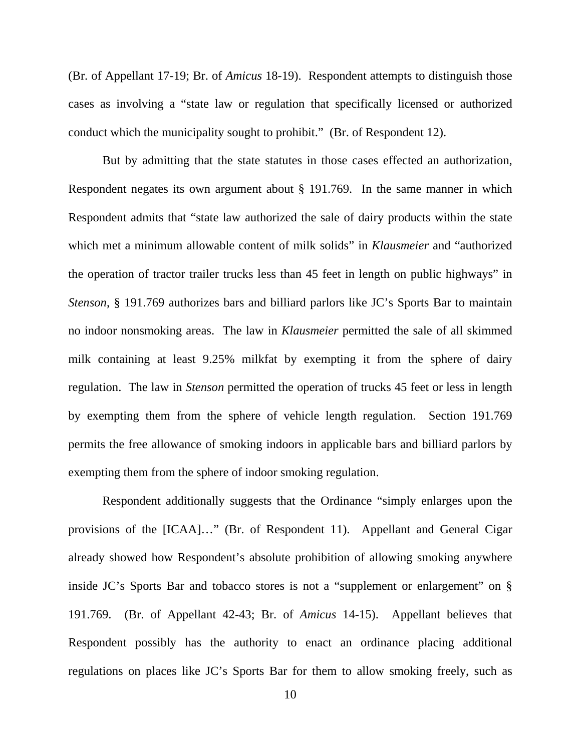(Br. of Appellant 17-19; Br. of *Amicus* 18-19). Respondent attempts to distinguish those cases as involving a "state law or regulation that specifically licensed or authorized conduct which the municipality sought to prohibit." (Br. of Respondent 12).

But by admitting that the state statutes in those cases effected an authorization, Respondent negates its own argument about § 191.769. In the same manner in which Respondent admits that "state law authorized the sale of dairy products within the state which met a minimum allowable content of milk solids" in *Klausmeier* and "authorized the operation of tractor trailer trucks less than 45 feet in length on public highways" in *Stenson*, § 191.769 authorizes bars and billiard parlors like JC's Sports Bar to maintain no indoor nonsmoking areas. The law in *Klausmeier* permitted the sale of all skimmed milk containing at least 9.25% milkfat by exempting it from the sphere of dairy regulation. The law in *Stenson* permitted the operation of trucks 45 feet or less in length by exempting them from the sphere of vehicle length regulation. Section 191.769 permits the free allowance of smoking indoors in applicable bars and billiard parlors by exempting them from the sphere of indoor smoking regulation.

Respondent additionally suggests that the Ordinance "simply enlarges upon the provisions of the [ICAA]…" (Br. of Respondent 11). Appellant and General Cigar already showed how Respondent's absolute prohibition of allowing smoking anywhere inside JC's Sports Bar and tobacco stores is not a "supplement or enlargement" on § 191.769. (Br. of Appellant 42-43; Br. of *Amicus* 14-15). Appellant believes that Respondent possibly has the authority to enact an ordinance placing additional regulations on places like JC's Sports Bar for them to allow smoking freely, such as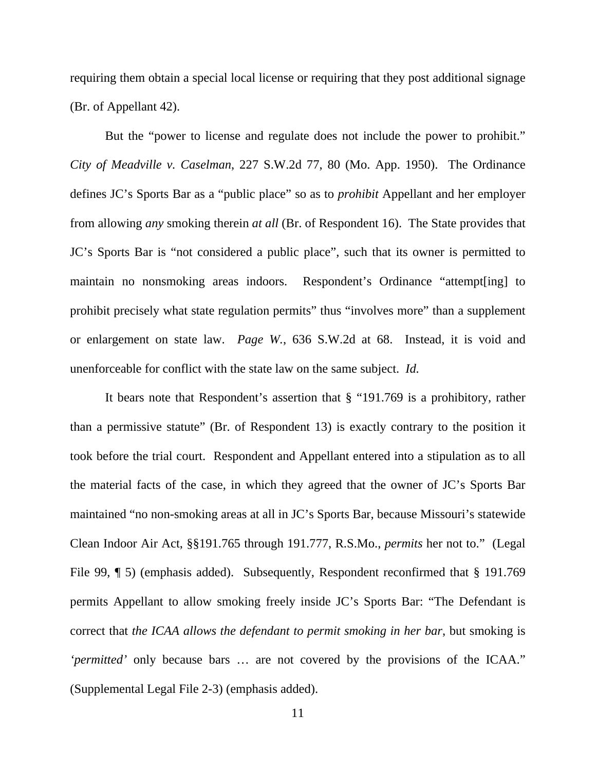requiring them obtain a special local license or requiring that they post additional signage (Br. of Appellant 42).

But the "power to license and regulate does not include the power to prohibit." *City of Meadville v. Caselman*, 227 S.W.2d 77, 80 (Mo. App. 1950). The Ordinance defines JC's Sports Bar as a "public place" so as to *prohibit* Appellant and her employer from allowing *any* smoking therein *at all* (Br. of Respondent 16). The State provides that JC's Sports Bar is "not considered a public place", such that its owner is permitted to maintain no nonsmoking areas indoors. Respondent's Ordinance "attempt[ing] to prohibit precisely what state regulation permits" thus "involves more" than a supplement or enlargement on state law. *Page W.*, 636 S.W.2d at 68. Instead, it is void and unenforceable for conflict with the state law on the same subject. *Id.*

It bears note that Respondent's assertion that § "191.769 is a prohibitory, rather than a permissive statute" (Br. of Respondent 13) is exactly contrary to the position it took before the trial court. Respondent and Appellant entered into a stipulation as to all the material facts of the case, in which they agreed that the owner of JC's Sports Bar maintained "no non-smoking areas at all in JC's Sports Bar, because Missouri's statewide Clean Indoor Air Act, §§191.765 through 191.777, R.S.Mo., *permits* her not to." (Legal File 99, ¶ 5) (emphasis added). Subsequently, Respondent reconfirmed that § 191.769 permits Appellant to allow smoking freely inside JC's Sports Bar: "The Defendant is correct that *the ICAA allows the defendant to permit smoking in her bar*, but smoking is *'permitted'* only because bars … are not covered by the provisions of the ICAA." (Supplemental Legal File 2-3) (emphasis added).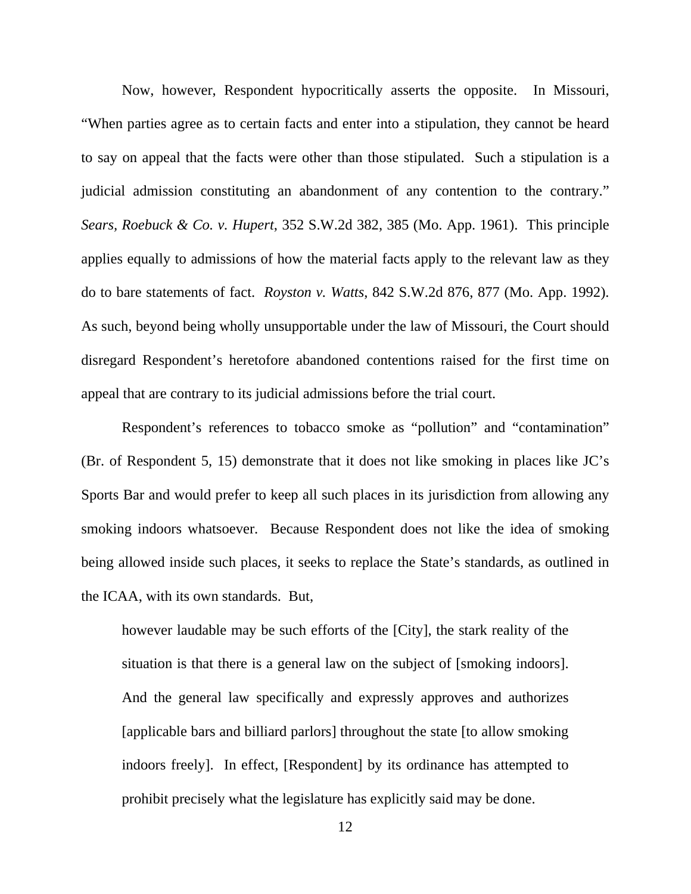Now, however, Respondent hypocritically asserts the opposite. In Missouri, "When parties agree as to certain facts and enter into a stipulation, they cannot be heard to say on appeal that the facts were other than those stipulated. Such a stipulation is a judicial admission constituting an abandonment of any contention to the contrary." *Sears, Roebuck & Co. v. Hupert*, 352 S.W.2d 382, 385 (Mo. App. 1961). This principle applies equally to admissions of how the material facts apply to the relevant law as they do to bare statements of fact. *Royston v. Watts*, 842 S.W.2d 876, 877 (Mo. App. 1992). As such, beyond being wholly unsupportable under the law of Missouri, the Court should disregard Respondent's heretofore abandoned contentions raised for the first time on appeal that are contrary to its judicial admissions before the trial court.

Respondent's references to tobacco smoke as "pollution" and "contamination" (Br. of Respondent 5, 15) demonstrate that it does not like smoking in places like JC's Sports Bar and would prefer to keep all such places in its jurisdiction from allowing any smoking indoors whatsoever. Because Respondent does not like the idea of smoking being allowed inside such places, it seeks to replace the State's standards, as outlined in the ICAA, with its own standards. But,

> however laudable may be such efforts of the [City], the stark reality of the situation is that there is a general law on the subject of [smoking indoors]. And the general law specifically and expressly approves and authorizes [applicable bars and billiard parlors] throughout the state [to allow smoking indoors freely]. In effect, [Respondent] by its ordinance has attempted to prohibit precisely what the legislature has explicitly said may be done.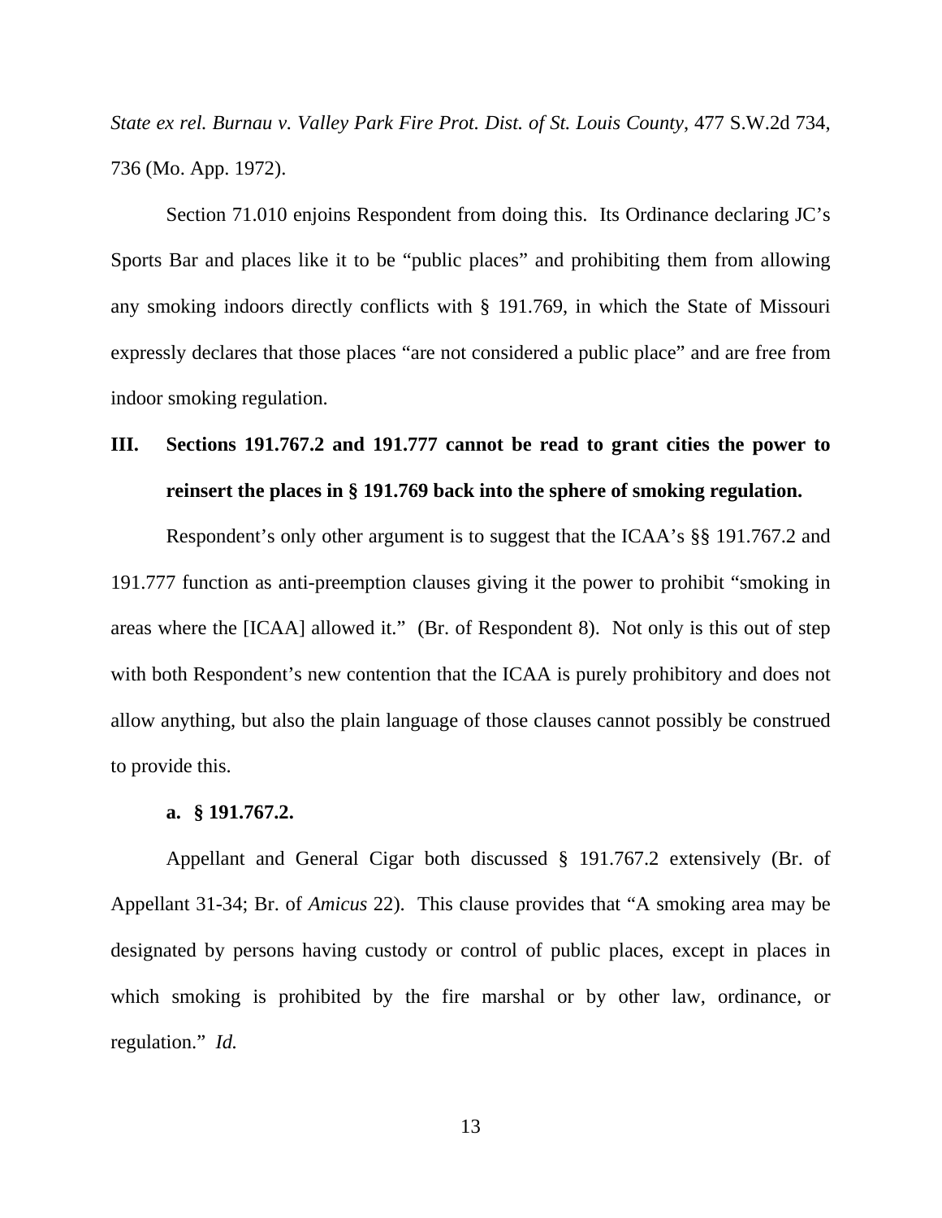*State ex rel. Burnau v. Valley Park Fire Prot. Dist. of St. Louis County*, 477 S.W.2d 734, 736 (Mo. App. 1972).

Section 71.010 enjoins Respondent from doing this. Its Ordinance declaring JC's Sports Bar and places like it to be "public places" and prohibiting them from allowing any smoking indoors directly conflicts with § 191.769, in which the State of Missouri expressly declares that those places "are not considered a public place" and are free from indoor smoking regulation.

## III. Sections 191.767.2 and 191.777 cannot be read to grant cities the power to reinsert the places in § 191.769 back into the sphere of smoking regulation.

Respondent's only other argument is to suggest that the ICAA's §§ 191.767.2 and 191.777 function as anti-preemption clauses giving it the power to prohibit "smoking in areas where the [ICAA] allowed it." (Br. of Respondent 8). Not only is this out of step with both Respondent's new contention that the ICAA is purely prohibitory and does not allow anything, but also the plain language of those clauses cannot possibly be construed to provide this.

### a. § 191.767.2.

Appellant and General Cigar both discussed § 191.767.2 extensively (Br. of Appellant 31-34; Br. of *Amicus* 22). This clause provides that "A smoking area may be designated by persons having custody or control of public places, except in places in which smoking is prohibited by the fire marshal or by other law, ordinance, or regulation." *Id.*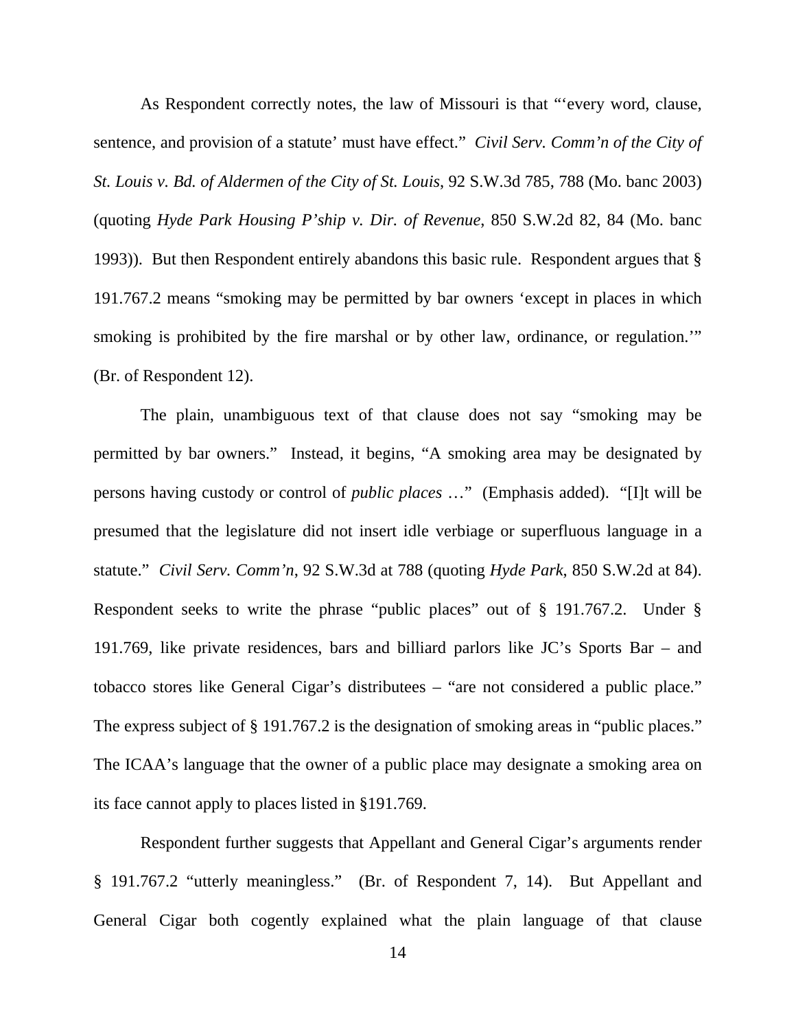As Respondent correctly notes, the law of Missouri is that "'every word, clause, sentence, and provision of a statute' must have effect." *Civil Serv. Comm'n of the City of St. Louis v. Bd. of Aldermen of the City of St. Louis*, 92 S.W.3d 785, 788 (Mo. banc 2003) (quoting *Hyde Park Housing P'ship v. Dir. of Revenue*, 850 S.W.2d 82, 84 (Mo. banc 1993)). But then Respondent entirely abandons this basic rule. Respondent argues that § 191.767.2 means "smoking may be permitted by bar owners 'except in places in which smoking is prohibited by the fire marshal or by other law, ordinance, or regulation.'" (Br. of Respondent 12).

The plain, unambiguous text of that clause does not say "smoking may be permitted by bar owners." Instead, it begins, "A smoking area may be designated by persons having custody or control of *public places* …" (Emphasis added). "[I]t will be presumed that the legislature did not insert idle verbiage or superfluous language in a statute." *Civil Serv. Comm'n*, 92 S.W.3d at 788 (quoting *Hyde Park*, 850 S.W.2d at 84). Respondent seeks to write the phrase "public places" out of § 191.767.2. Under § 191.769, like private residences, bars and billiard parlors like JC's Sports Bar – and tobacco stores like General Cigar's distributees – "are not considered a public place." The express subject of § 191.767.2 is the designation of smoking areas in "public places." The ICAA's language that the owner of a public place may designate a smoking area on its face cannot apply to places listed in §191.769.

Respondent further suggests that Appellant and General Cigar's arguments render § 191.767.2 "utterly meaningless." (Br. of Respondent 7, 14). But Appellant and General Cigar both cogently explained what the plain language of that clause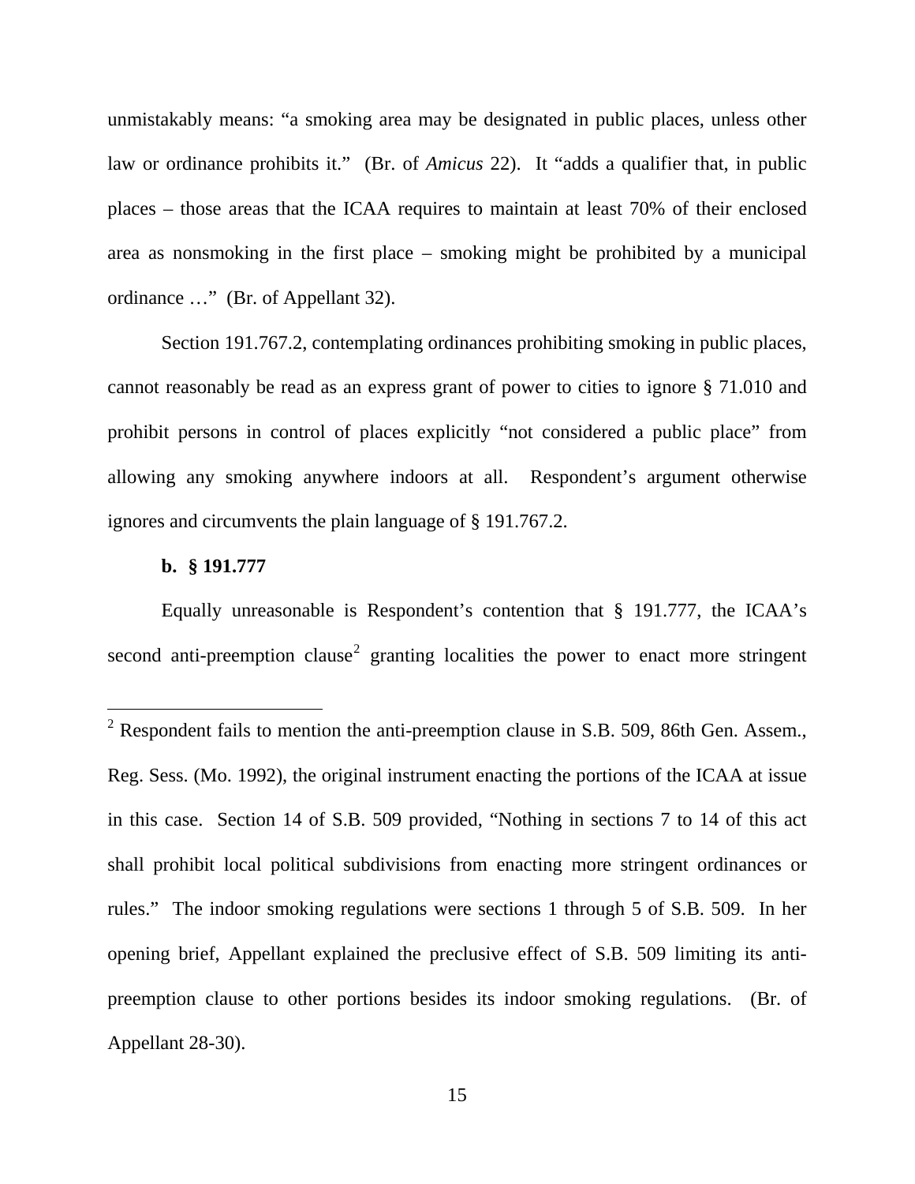unmistakably means: "a smoking area may be designated in public places, unless other law or ordinance prohibits it." (Br. of *Amicus* 22). It "adds a qualifier that, in public places – those areas that the ICAA requires to maintain at least 70% of their enclosed area as nonsmoking in the first place – smoking might be prohibited by a municipal ordinance …" (Br. of Appellant 32).

Section 191.767.2, contemplating ordinances prohibiting smoking in public places, cannot reasonably be read as an express grant of power to cities to ignore § 71.010 and prohibit persons in control of places explicitly "not considered a public place" from allowing any smoking anywhere indoors at all. Respondent's argument otherwise ignores and circumvents the plain language of § 191.767.2.

**b. § 191.777**

Equally unreasonable is Respondent's contention that § 191.777, the ICAA's second anti-preemption clause[2] granting localities the power to enact more stringent

---

[2] Respondent fails to mention the anti-preemption clause in S.B. 509, 86th Gen. Assem., Reg. Sess. (Mo. 1992), the original instrument enacting the portions of the ICAA at issue in this case. Section 14 of S.B. 509 provided, "Nothing in sections 7 to 14 of this act shall prohibit local political subdivisions from enacting more stringent ordinances or rules." The indoor smoking regulations were sections 1 through 5 of S.B. 509. In her opening brief, Appellant explained the preclusive effect of S.B. 509 limiting its anti-preemption clause to other portions besides its indoor smoking regulations. (Br. of Appellant 28-30).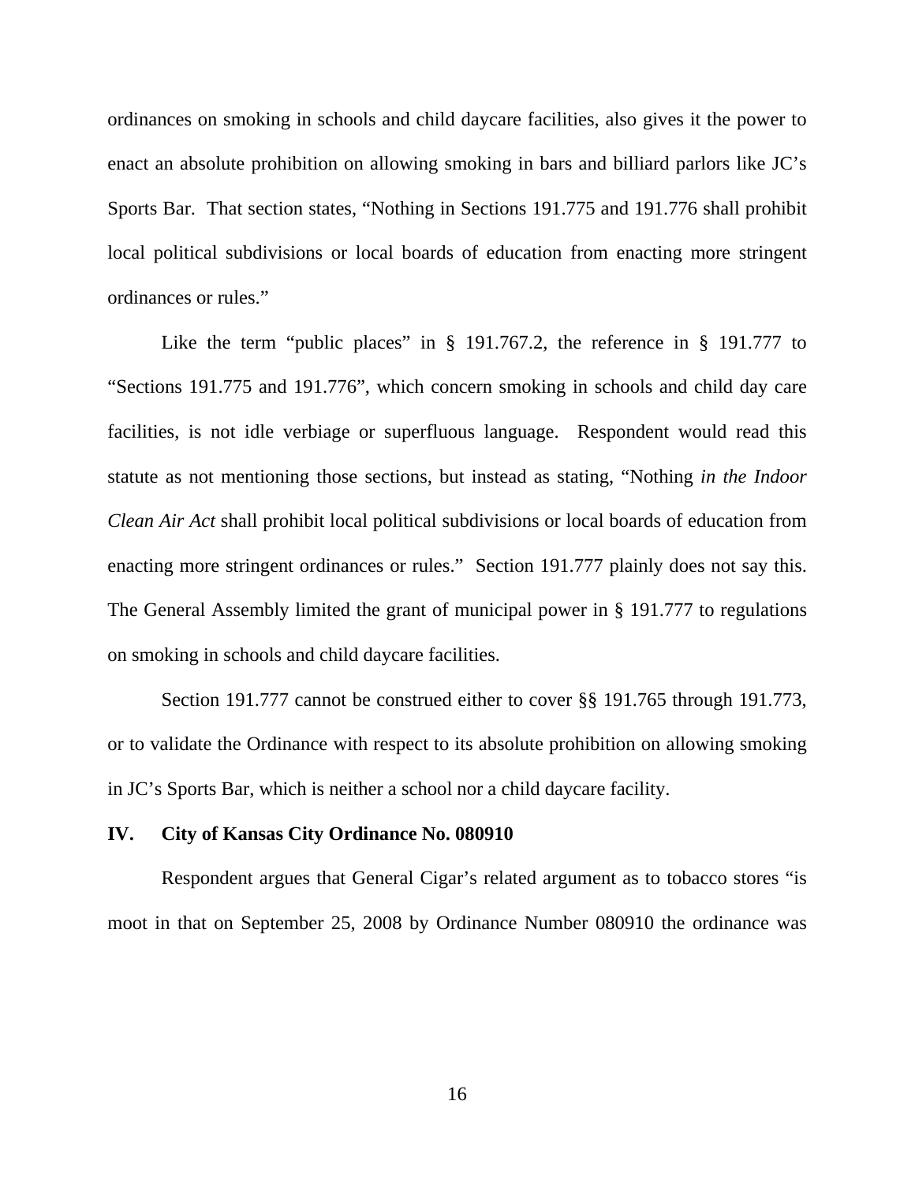ordinances on smoking in schools and child daycare facilities, also gives it the power to enact an absolute prohibition on allowing smoking in bars and billiard parlors like JC's Sports Bar. That section states, "Nothing in Sections 191.775 and 191.776 shall prohibit local political subdivisions or local boards of education from enacting more stringent ordinances or rules."

Like the term "public places" in § 191.767.2, the reference in § 191.777 to "Sections 191.775 and 191.776", which concern smoking in schools and child day care facilities, is not idle verbiage or superfluous language. Respondent would read this statute as not mentioning those sections, but instead as stating, "Nothing *in the Indoor Clean Air Act* shall prohibit local political subdivisions or local boards of education from enacting more stringent ordinances or rules." Section 191.777 plainly does not say this. The General Assembly limited the grant of municipal power in § 191.777 to regulations on smoking in schools and child daycare facilities.

Section 191.777 cannot be construed either to cover §§ 191.765 through 191.773, or to validate the Ordinance with respect to its absolute prohibition on allowing smoking in JC's Sports Bar, which is neither a school nor a child daycare facility.

## IV. City of Kansas City Ordinance No. 080910

Respondent argues that General Cigar's related argument as to tobacco stores "is moot in that on September 25, 2008 by Ordinance Number 080910 the ordinance was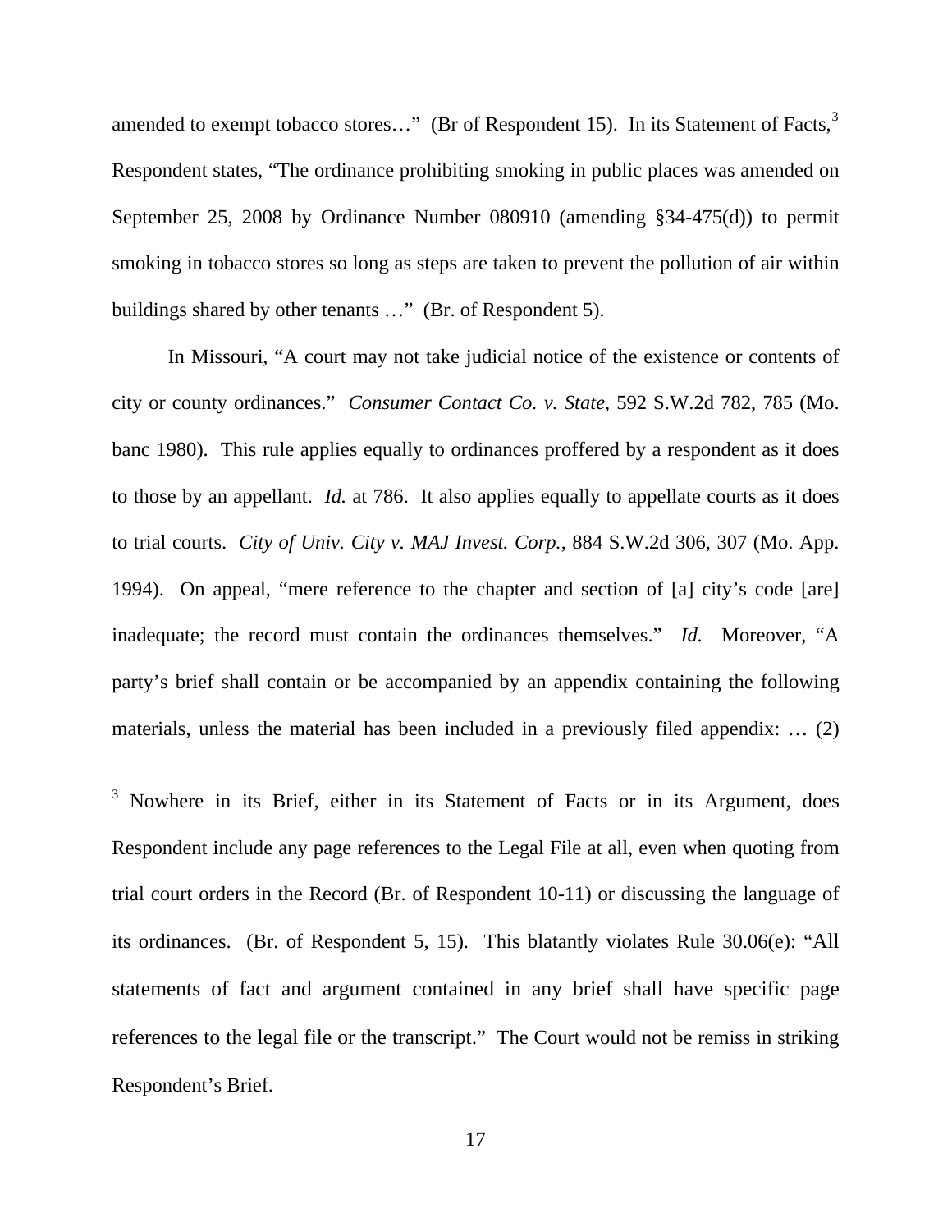amended to exempt tobacco stores…" (Br of Respondent 15). In its Statement of Facts,[3] Respondent states, "The ordinance prohibiting smoking in public places was amended on September 25, 2008 by Ordinance Number 080910 (amending §34-475(d)) to permit smoking in tobacco stores so long as steps are taken to prevent the pollution of air within buildings shared by other tenants …" (Br. of Respondent 5).

In Missouri, "A court may not take judicial notice of the existence or contents of city or county ordinances." *Consumer Contact Co. v. State*, 592 S.W.2d 782, 785 (Mo. banc 1980). This rule applies equally to ordinances proffered by a respondent as it does to those by an appellant. *Id.* at 786. It also applies equally to appellate courts as it does to trial courts. *City of Univ. City v. MAJ Invest. Corp.*, 884 S.W.2d 306, 307 (Mo. App. 1994). On appeal, "mere reference to the chapter and section of [a] city's code [are] inadequate; the record must contain the ordinances themselves." *Id.* Moreover, "A party's brief shall contain or be accompanied by an appendix containing the following materials, unless the material has been included in a previously filed appendix: … (2)

---

[3] Nowhere in its Brief, either in its Statement of Facts or in its Argument, does Respondent include any page references to the Legal File at all, even when quoting from trial court orders in the Record (Br. of Respondent 10-11) or discussing the language of its ordinances. (Br. of Respondent 5, 15). This blatantly violates Rule 30.06(e): "All statements of fact and argument contained in any brief shall have specific page references to the legal file or the transcript." The Court would not be remiss in striking Respondent's Brief.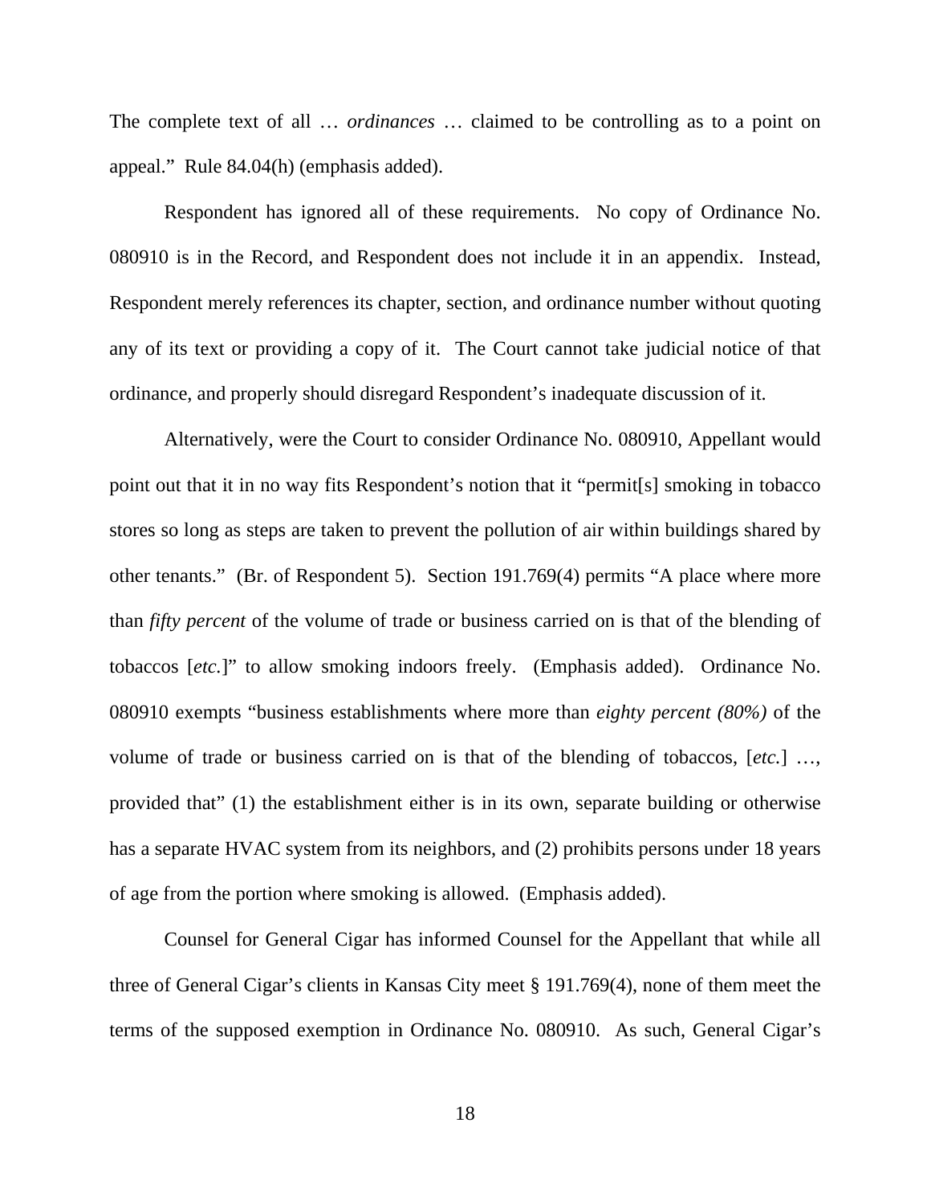The complete text of all … *ordinances* … claimed to be controlling as to a point on appeal." Rule 84.04(h) (emphasis added).

Respondent has ignored all of these requirements. No copy of Ordinance No. 080910 is in the Record, and Respondent does not include it in an appendix. Instead, Respondent merely references its chapter, section, and ordinance number without quoting any of its text or providing a copy of it. The Court cannot take judicial notice of that ordinance, and properly should disregard Respondent's inadequate discussion of it.

Alternatively, were the Court to consider Ordinance No. 080910, Appellant would point out that it in no way fits Respondent's notion that it "permit[s] smoking in tobacco stores so long as steps are taken to prevent the pollution of air within buildings shared by other tenants." (Br. of Respondent 5). Section 191.769(4) permits "A place where more than *fifty percent* of the volume of trade or business carried on is that of the blending of tobaccos [*etc.*]" to allow smoking indoors freely. (Emphasis added). Ordinance No. 080910 exempts "business establishments where more than *eighty percent (80%)* of the volume of trade or business carried on is that of the blending of tobaccos, [*etc.*] …, provided that" (1) the establishment either is in its own, separate building or otherwise has a separate HVAC system from its neighbors, and (2) prohibits persons under 18 years of age from the portion where smoking is allowed. (Emphasis added).

Counsel for General Cigar has informed Counsel for the Appellant that while all three of General Cigar's clients in Kansas City meet § 191.769(4), none of them meet the terms of the supposed exemption in Ordinance No. 080910. As such, General Cigar's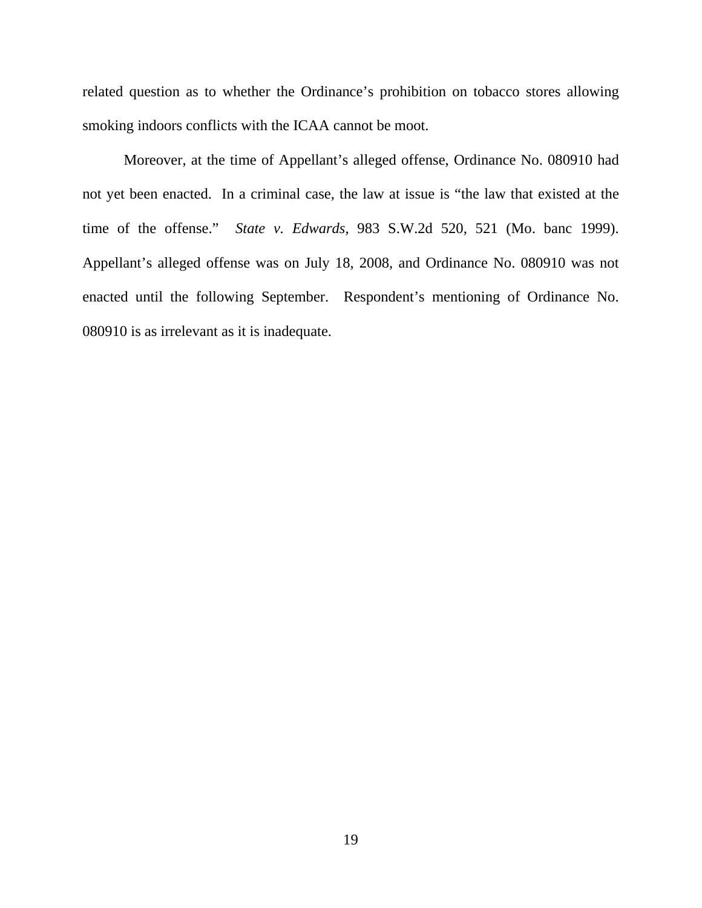related question as to whether the Ordinance's prohibition on tobacco stores allowing smoking indoors conflicts with the ICAA cannot be moot.

Moreover, at the time of Appellant's alleged offense, Ordinance No. 080910 had not yet been enacted. In a criminal case, the law at issue is "the law that existed at the time of the offense." *State v. Edwards*, 983 S.W.2d 520, 521 (Mo. banc 1999). Appellant's alleged offense was on July 18, 2008, and Ordinance No. 080910 was not enacted until the following September. Respondent's mentioning of Ordinance No. 080910 is as irrelevant as it is inadequate.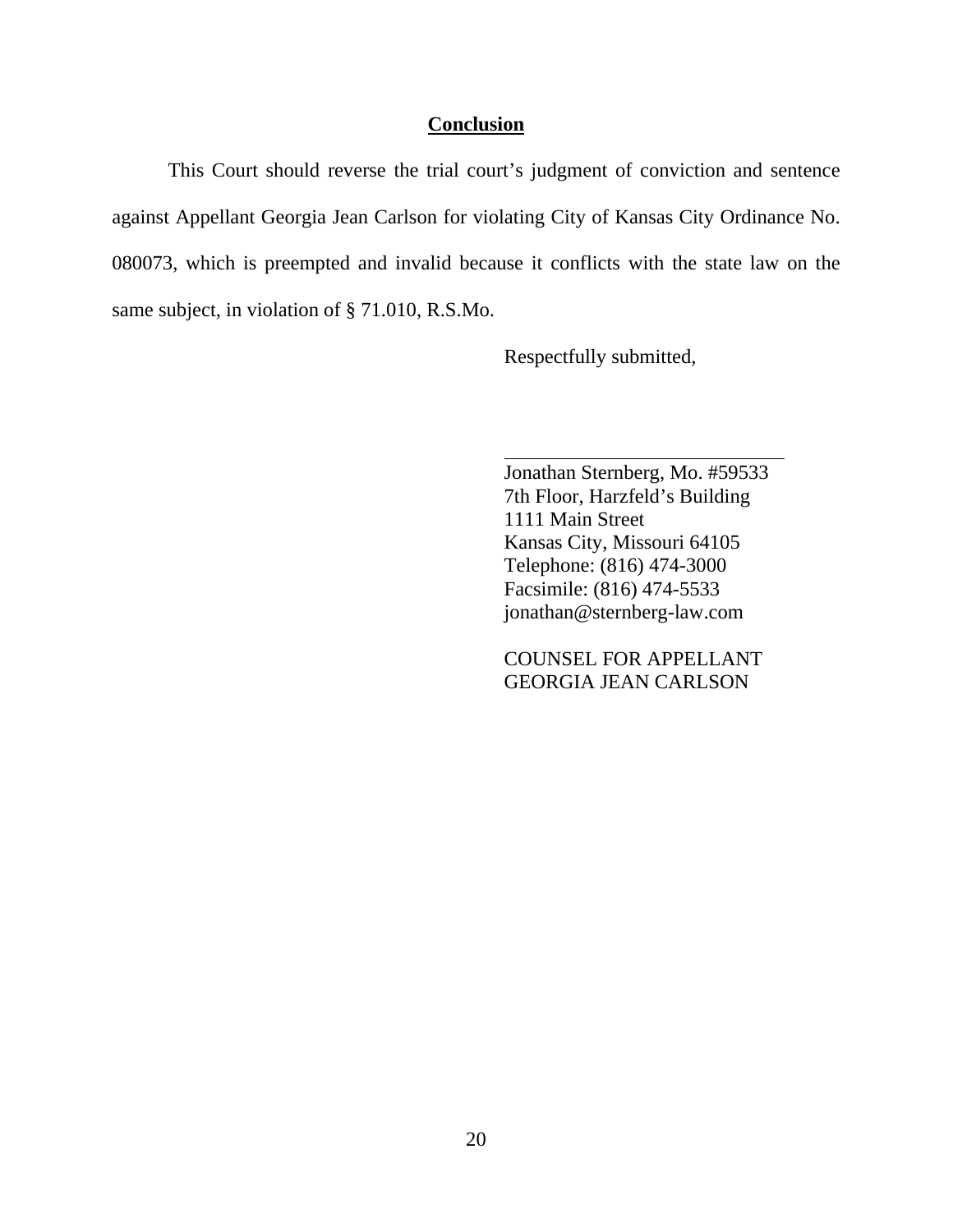## **Conclusion**

This Court should reverse the trial court's judgment of conviction and sentence against Appellant Georgia Jean Carlson for violating City of Kansas City Ordinance No. 080073, which is preempted and invalid because it conflicts with the state law on the same subject, in violation of § 71.010, R.S.Mo.

Respectfully submitted,

\_\_\_\_\_\_\_\_\_\_\_\_\_\_\_\_\_\_\_\_\_\_\_\_\_\_\_\_\_\_

Jonathan Sternberg, Mo. #59533
7th Floor, Harzfeld's Building
1111 Main Street
Kansas City, Missouri 64105
Telephone: (816) 474-3000
Facsimile: (816) 474-5533
jonathan@sternberg-law.com

COUNSEL FOR APPELLANT
GEORGIA JEAN CARLSON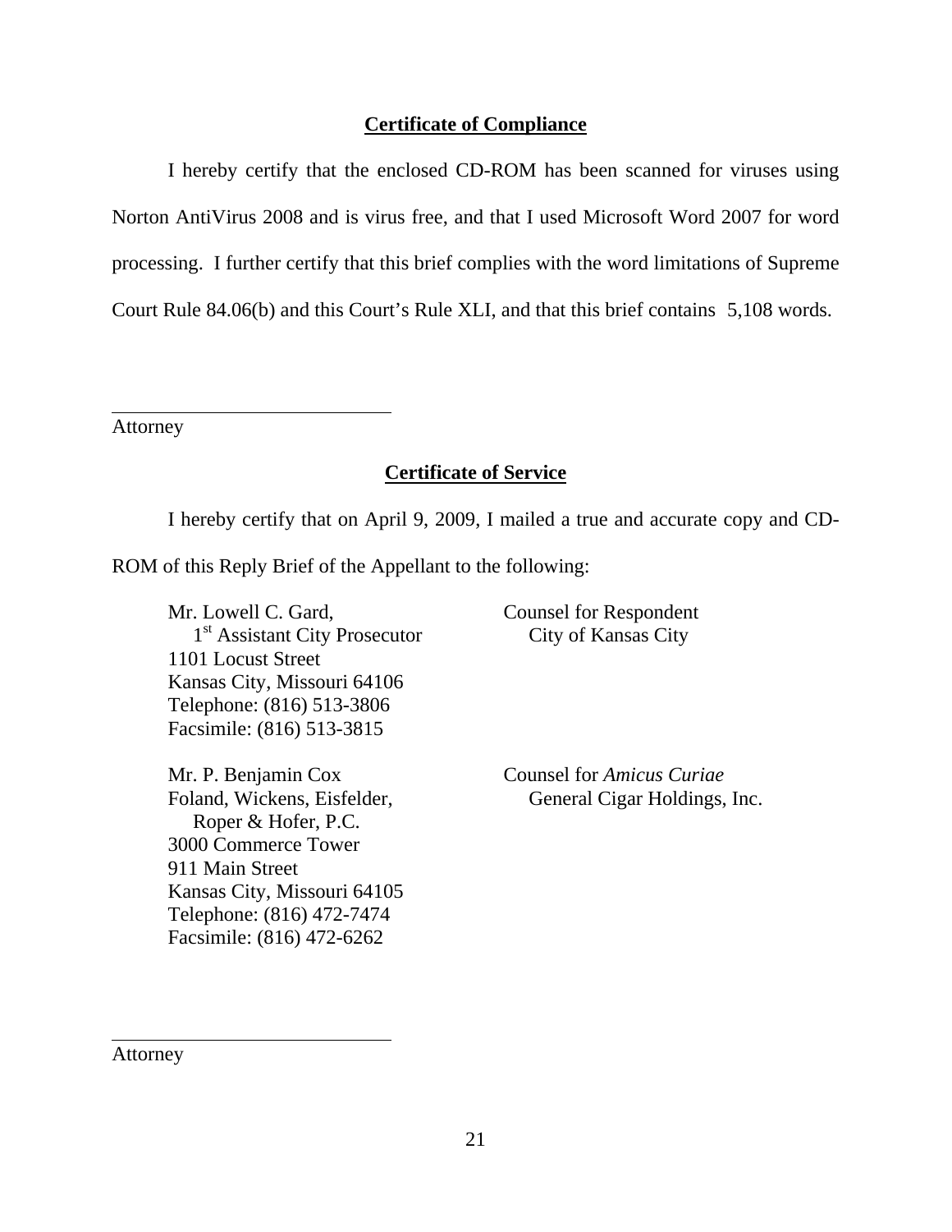## Certificate of Compliance

I hereby certify that the enclosed CD-ROM has been scanned for viruses using Norton AntiVirus 2008 and is virus free, and that I used Microsoft Word 2007 for word processing. I further certify that this brief complies with the word limitations of Supreme Court Rule 84.06(b) and this Court's Rule XLI, and that this brief contains 5,108 words.

\_\_\_\_\_\_\_\_\_\_\_\_\_\_\_\_\_\_\_\_\_\_\_\_\_\_\_\_\_\_
Attorney

## Certificate of Service

I hereby certify that on April 9, 2009, I mailed a true and accurate copy and CD-ROM of this Reply Brief of the Appellant to the following:

Mr. Lowell C. Gard,
1st Assistant City Prosecutor
1101 Locust Street
Kansas City, Missouri 64106
Telephone: (816) 513-3806
Facsimile: (816) 513-3815

Counsel for Respondent
City of Kansas City

Mr. P. Benjamin Cox
Foland, Wickens, Eisfelder,
Roper & Hofer, P.C.
3000 Commerce Tower
911 Main Street
Kansas City, Missouri 64105
Telephone: (816) 472-7474
Facsimile: (816) 472-6262

Counsel for *Amicus Curiae*
General Cigar Holdings, Inc.

\_\_\_\_\_\_\_\_\_\_\_\_\_\_\_\_\_\_\_\_\_\_\_\_\_\_\_\_\_\_
Attorney